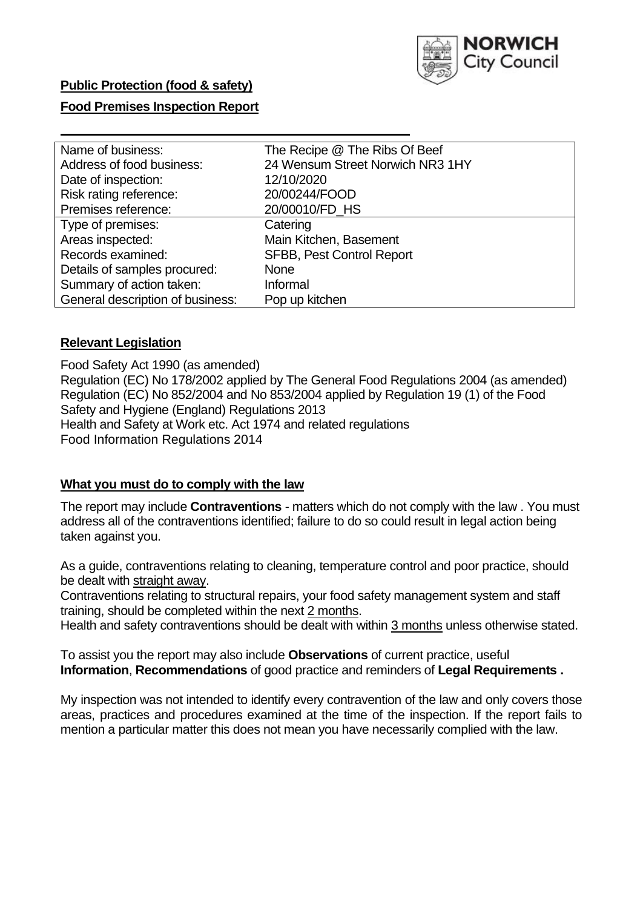**Public Protection (food & safety)**

**Food Premises Inspection Report**

| Name of business: | The Recipe @ The Ribs Of Beef |
| --- | --- |
| Address of food business: | 24 Wensum Street Norwich NR3 1HY |
| Date of inspection: | 12/10/2020 |
| Risk rating reference: | 20/00244/FOOD |
| Premises reference: | 20/00010/FD_HS |
| Type of premises: | Catering |
| Areas inspected: | Main Kitchen, Basement |
| Records examined: | SFBB, Pest Control Report |
| Details of samples procured: | None |
| Summary of action taken: | Informal |
| General description of business: | Pop up kitchen |

## **Relevant Legislation**

Food Safety Act 1990 (as amended)
Regulation (EC) No 178/2002 applied by The General Food Regulations 2004 (as amended)
Regulation (EC) No 852/2004 and No 853/2004 applied by Regulation 19 (1) of the Food Safety and Hygiene (England) Regulations 2013
Health and Safety at Work etc. Act 1974 and related regulations
Food Information Regulations 2014

## **What you must do to comply with the law**

The report may include **Contraventions** - matters which do not comply with the law . You must address all of the contraventions identified; failure to do so could result in legal action being taken against you.

As a guide, contraventions relating to cleaning, temperature control and poor practice, should be dealt with straight away.
Contraventions relating to structural repairs, your food safety management system and staff training, should be completed within the next 2 months.
Health and safety contraventions should be dealt with within 3 months unless otherwise stated.

To assist you the report may also include **Observations** of current practice, useful **Information**, **Recommendations** of good practice and reminders of **Legal Requirements .**

My inspection was not intended to identify every contravention of the law and only covers those areas, practices and procedures examined at the time of the inspection. If the report fails to mention a particular matter this does not mean you have necessarily complied with the law.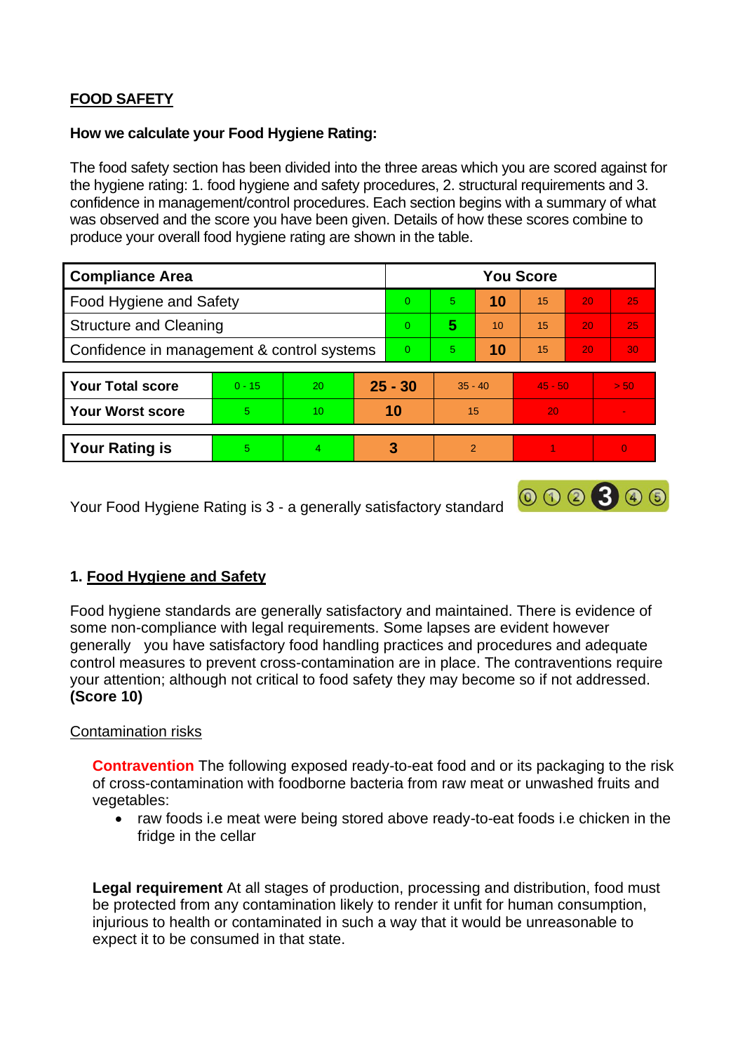## FOOD SAFETY

**How we calculate your Food Hygiene Rating:**

The food safety section has been divided into the three areas which you are scored against for the hygiene rating: 1. food hygiene and safety procedures, 2. structural requirements and 3. confidence in management/control procedures. Each section begins with a summary of what was observed and the score you have been given. Details of how these scores combine to produce your overall food hygiene rating are shown in the table.

| Compliance Area | You Score | | | | | |
|---|---|---|---|---|---|---|
| Food Hygiene and Safety | 0 | 5 | **10** | 15 | 20 | 25 |
| Structure and Cleaning | 0 | **5** | 10 | 15 | 20 | 25 |
| Confidence in management & control systems | 0 | 5 | **10** | 15 | 20 | 30 |

| | | | | | | |
|---|---|---|---|---|---|---|
| **Your Total score** | 0 - 15 | 20 | **25 - 30** | 35 - 40 | 45 - 50 | > 50 |
| **Your Worst score** | 5 | 10 | **10** | 15 | 20 | - |

| | | | | | | |
|---|---|---|---|---|---|---|
| **Your Rating is** | 5 | 4 | **3** | 2 | 1 | 0 |

Your Food Hygiene Rating is 3 - a generally satisfactory standard

### 1. Food Hygiene and Safety

Food hygiene standards are generally satisfactory and maintained. There is evidence of some non-compliance with legal requirements. Some lapses are evident however generally you have satisfactory food handling practices and procedures and adequate control measures to prevent cross-contamination are in place. The contraventions require your attention; although not critical to food safety they may become so if not addressed. **(Score 10)**

Contamination risks

**Contravention** The following exposed ready-to-eat food and or its packaging to the risk of cross-contamination with foodborne bacteria from raw meat or unwashed fruits and vegetables:

- raw foods i.e meat were being stored above ready-to-eat foods i.e chicken in the fridge in the cellar

**Legal requirement** At all stages of production, processing and distribution, food must be protected from any contamination likely to render it unfit for human consumption, injurious to health or contaminated in such a way that it would be unreasonable to expect it to be consumed in that state.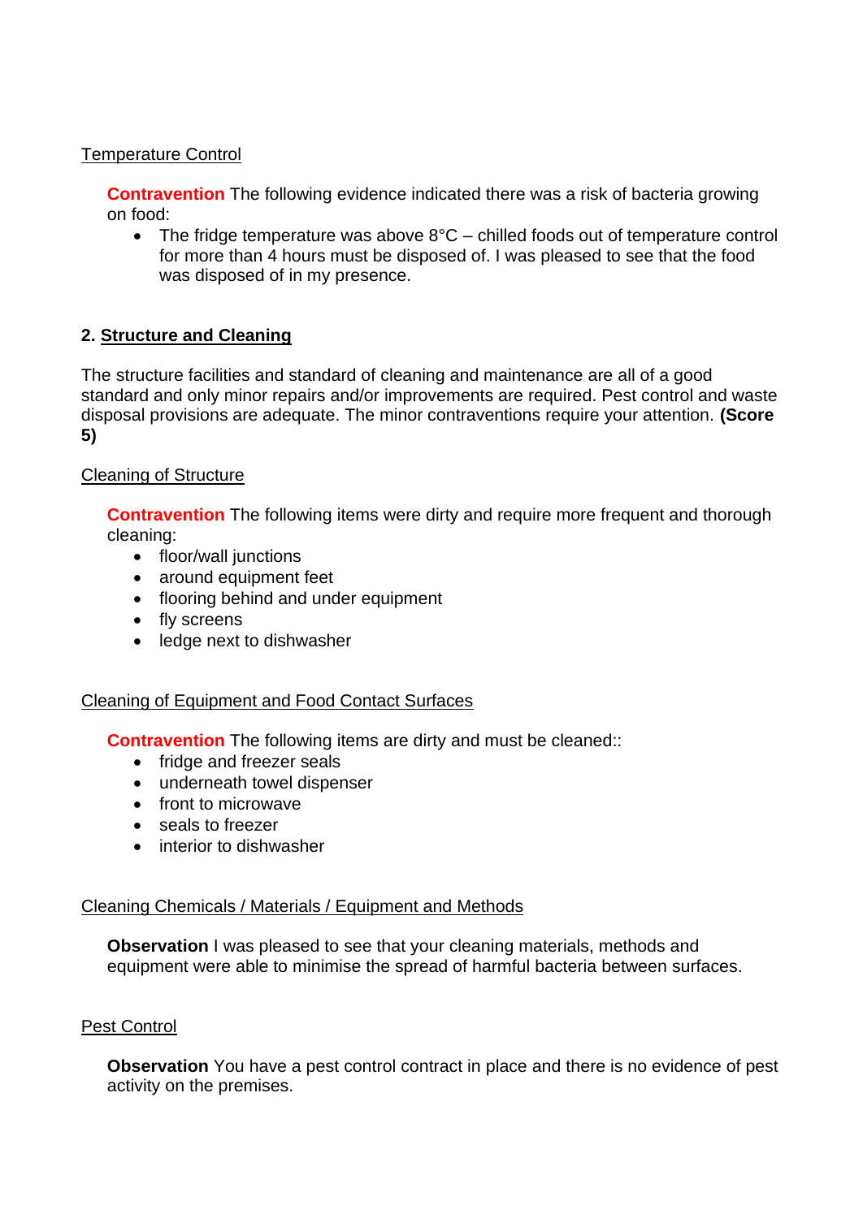Temperature Control

**Contravention** The following evidence indicated there was a risk of bacteria growing on food:

- The fridge temperature was above 8°C – chilled foods out of temperature control for more than 4 hours must be disposed of. I was pleased to see that the food was disposed of in my presence.

## 2. Structure and Cleaning

The structure facilities and standard of cleaning and maintenance are all of a good standard and only minor repairs and/or improvements are required. Pest control and waste disposal provisions are adequate. The minor contraventions require your attention. **(Score 5)**

Cleaning of Structure

**Contravention** The following items were dirty and require more frequent and thorough cleaning:

- floor/wall junctions
- around equipment feet
- flooring behind and under equipment
- fly screens
- ledge next to dishwasher

Cleaning of Equipment and Food Contact Surfaces

**Contravention** The following items are dirty and must be cleaned::

- fridge and freezer seals
- underneath towel dispenser
- front to microwave
- seals to freezer
- interior to dishwasher

Cleaning Chemicals / Materials / Equipment and Methods

**Observation** I was pleased to see that your cleaning materials, methods and equipment were able to minimise the spread of harmful bacteria between surfaces.

Pest Control

**Observation** You have a pest control contract in place and there is no evidence of pest activity on the premises.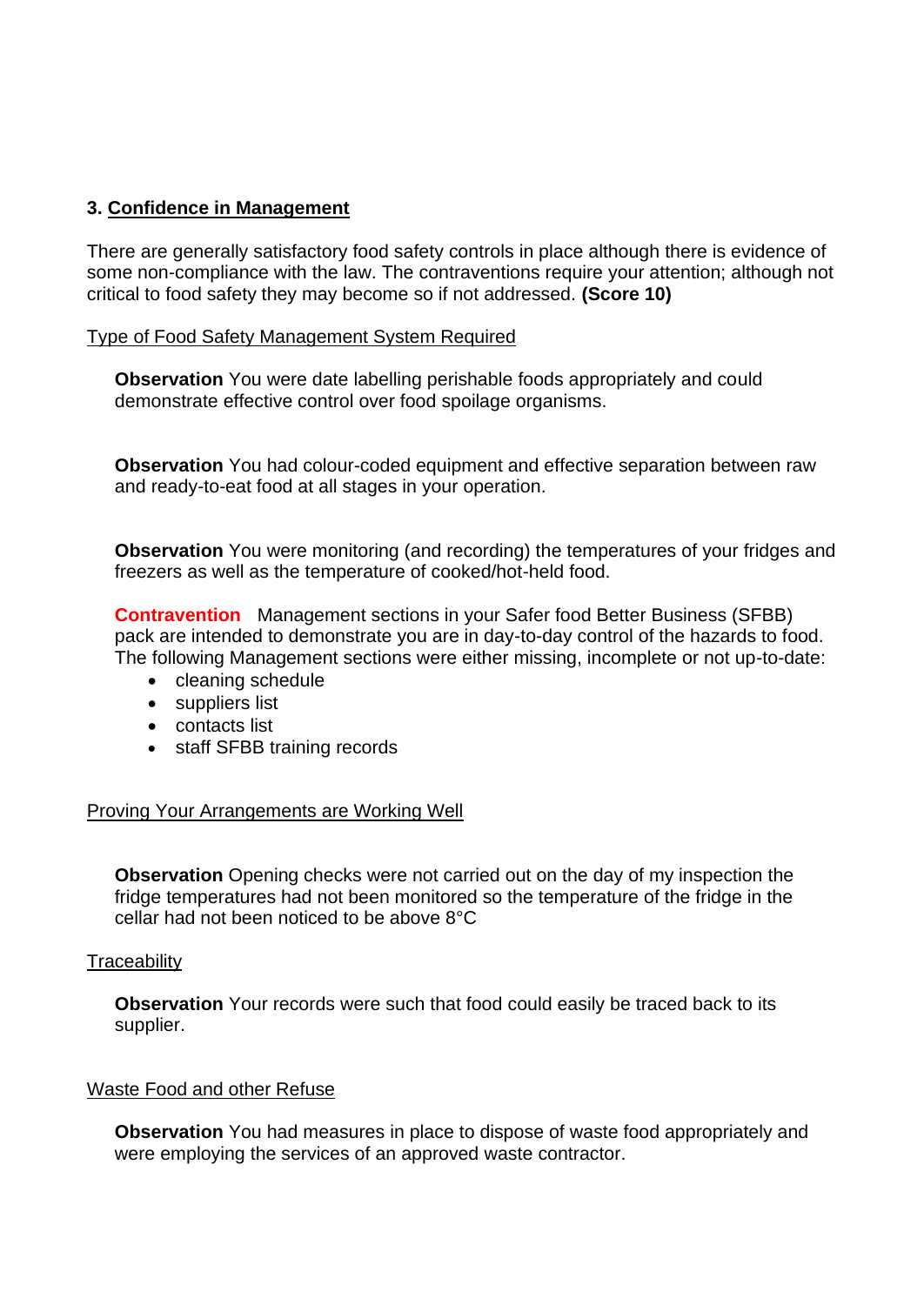### 3. Confidence in Management

There are generally satisfactory food safety controls in place although there is evidence of some non-compliance with the law. The contraventions require your attention; although not critical to food safety they may become so if not addressed. **(Score 10)**

Type of Food Safety Management System Required

**Observation** You were date labelling perishable foods appropriately and could demonstrate effective control over food spoilage organisms.

**Observation** You had colour-coded equipment and effective separation between raw and ready-to-eat food at all stages in your operation.

**Observation** You were monitoring (and recording) the temperatures of your fridges and freezers as well as the temperature of cooked/hot-held food.

**Contravention** Management sections in your Safer food Better Business (SFBB) pack are intended to demonstrate you are in day-to-day control of the hazards to food. The following Management sections were either missing, incomplete or not up-to-date:

- cleaning schedule
- suppliers list
- contacts list
- staff SFBB training records

Proving Your Arrangements are Working Well

**Observation** Opening checks were not carried out on the day of my inspection the fridge temperatures had not been monitored so the temperature of the fridge in the cellar had not been noticed to be above 8°C

Traceability

**Observation** Your records were such that food could easily be traced back to its supplier.

Waste Food and other Refuse

**Observation** You had measures in place to dispose of waste food appropriately and were employing the services of an approved waste contractor.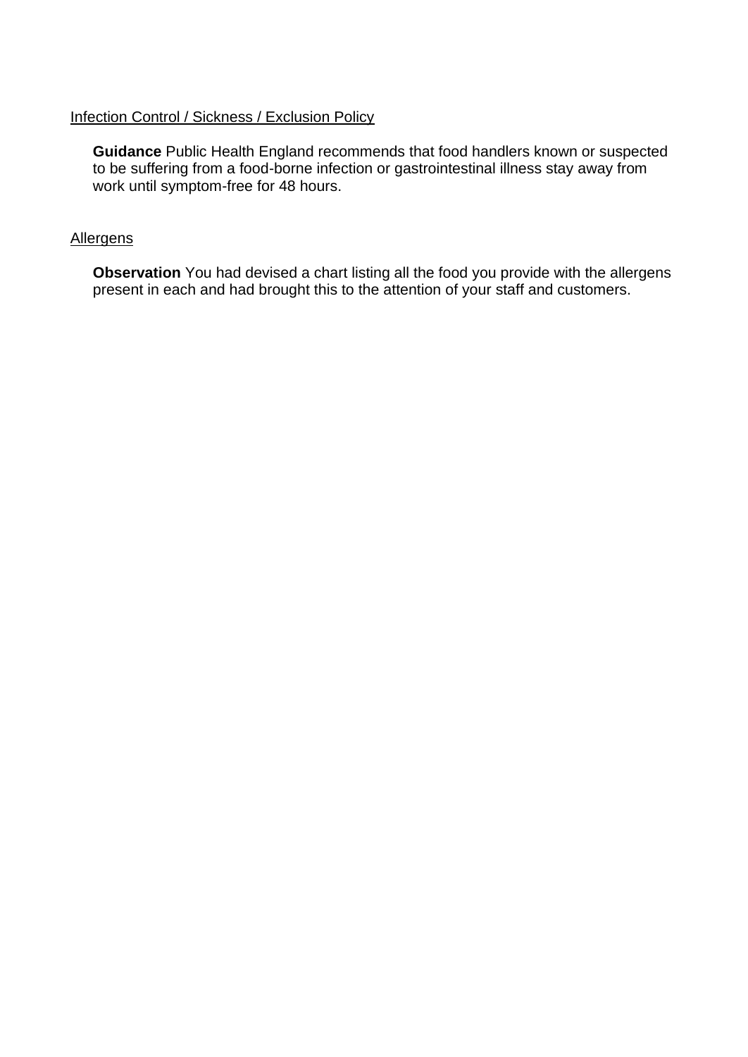Infection Control / Sickness / Exclusion Policy

**Guidance** Public Health England recommends that food handlers known or suspected to be suffering from a food-borne infection or gastrointestinal illness stay away from work until symptom-free for 48 hours.

Allergens

**Observation** You had devised a chart listing all the food you provide with the allergens present in each and had brought this to the attention of your staff and customers.